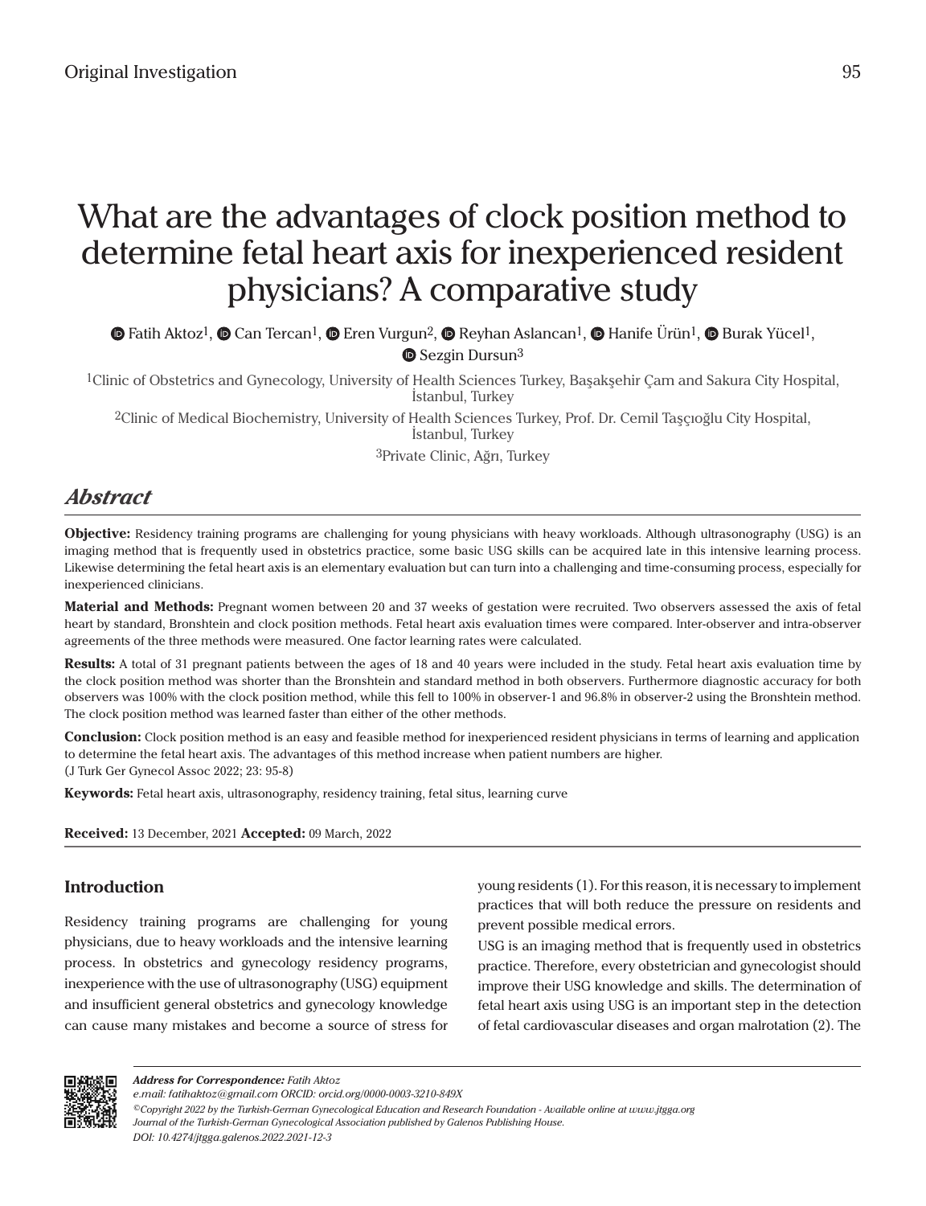Original Investigation

# What are the advantages of clock position method to determine fetal heart axis for inexperienced resident physicians? A comparative study

Fatih Aktoz[1], Can Tercan[1], Eren Vurgun[2], Reyhan Aslancan[1], Hanife Ürün[1], Burak Yücel[1], Sezgin Dursun[3]

[1]Clinic of Obstetrics and Gynecology, University of Health Sciences Turkey, Başakşehir Çam and Sakura City Hospital, İstanbul, Turkey

[2]Clinic of Medical Biochemistry, University of Health Sciences Turkey, Prof. Dr. Cemil Taşçıoğlu City Hospital, İstanbul, Turkey

[3]Private Clinic, Ağrı, Turkey

## Abstract

**Objective:** Residency training programs are challenging for young physicians with heavy workloads. Although ultrasonography (USG) is an imaging method that is frequently used in obstetrics practice, some basic USG skills can be acquired late in this intensive learning process. Likewise determining the fetal heart axis is an elementary evaluation but can turn into a challenging and time-consuming process, especially for inexperienced clinicians.

**Material and Methods:** Pregnant women between 20 and 37 weeks of gestation were recruited. Two observers assessed the axis of fetal heart by standard, Bronshtein and clock position methods. Fetal heart axis evaluation times were compared. Inter-observer and intra-observer agreements of the three methods were measured. One factor learning rates were calculated.

**Results:** A total of 31 pregnant patients between the ages of 18 and 40 years were included in the study. Fetal heart axis evaluation time by the clock position method was shorter than the Bronshtein and standard method in both observers. Furthermore diagnostic accuracy for both observers was 100% with the clock position method, while this fell to 100% in observer-1 and 96.8% in observer-2 using the Bronshtein method. The clock position method was learned faster than either of the other methods.

**Conclusion:** Clock position method is an easy and feasible method for inexperienced resident physicians in terms of learning and application to determine the fetal heart axis. The advantages of this method increase when patient numbers are higher.
(J Turk Ger Gynecol Assoc 2022; 23: 95-8)

**Keywords:** Fetal heart axis, ultrasonography, residency training, fetal situs, learning curve

**Received:** 13 December, 2021 **Accepted:** 09 March, 2022

## Introduction

Residency training programs are challenging for young physicians, due to heavy workloads and the intensive learning process. In obstetrics and gynecology residency programs, inexperience with the use of ultrasonography (USG) equipment and insufficient general obstetrics and gynecology knowledge can cause many mistakes and become a source of stress for young residents (1). For this reason, it is necessary to implement practices that will both reduce the pressure on residents and prevent possible medical errors.

USG is an imaging method that is frequently used in obstetrics practice. Therefore, every obstetrician and gynecologist should improve their USG knowledge and skills. The determination of fetal heart axis using USG is an important step in the detection of fetal cardiovascular diseases and organ malrotation (2). The

*Address for Correspondence: Fatih Aktoz*
*e.mail: fatihaktoz@gmail.com ORCID: orcid.org/0000-0003-3210-849X*
*©Copyright 2022 by the Turkish-German Gynecological Education and Research Foundation - Available online at www.jtgga.org*
*Journal of the Turkish-German Gynecological Association published by Galenos Publishing House.*
*DOI: 10.4274/jtgga.galenos.2022.2021-12-3*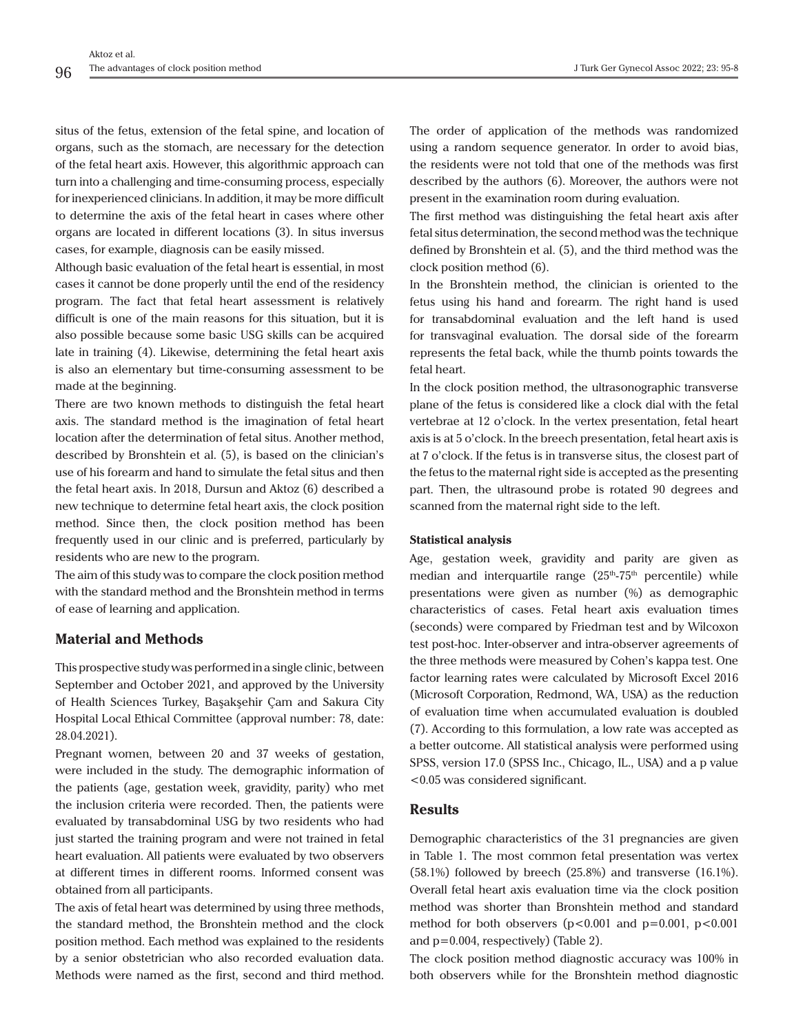situs of the fetus, extension of the fetal spine, and location of organs, such as the stomach, are necessary for the detection of the fetal heart axis. However, this algorithmic approach can turn into a challenging and time-consuming process, especially for inexperienced clinicians. In addition, it may be more difficult to determine the axis of the fetal heart in cases where other organs are located in different locations (3). In situs inversus cases, for example, diagnosis can be easily missed.

Although basic evaluation of the fetal heart is essential, in most cases it cannot be done properly until the end of the residency program. The fact that fetal heart assessment is relatively difficult is one of the main reasons for this situation, but it is also possible because some basic USG skills can be acquired late in training (4). Likewise, determining the fetal heart axis is also an elementary but time-consuming assessment to be made at the beginning.

There are two known methods to distinguish the fetal heart axis. The standard method is the imagination of fetal heart location after the determination of fetal situs. Another method, described by Bronshtein et al. (5), is based on the clinician's use of his forearm and hand to simulate the fetal situs and then the fetal heart axis. In 2018, Dursun and Aktoz (6) described a new technique to determine fetal heart axis, the clock position method. Since then, the clock position method has been frequently used in our clinic and is preferred, particularly by residents who are new to the program.

The aim of this study was to compare the clock position method with the standard method and the Bronshtein method in terms of ease of learning and application.

## Material and Methods

This prospective study was performed in a single clinic, between September and October 2021, and approved by the University of Health Sciences Turkey, Başakşehir Çam and Sakura City Hospital Local Ethical Committee (approval number: 78, date: 28.04.2021).

Pregnant women, between 20 and 37 weeks of gestation, were included in the study. The demographic information of the patients (age, gestation week, gravidity, parity) who met the inclusion criteria were recorded. Then, the patients were evaluated by transabdominal USG by two residents who had just started the training program and were not trained in fetal heart evaluation. All patients were evaluated by two observers at different times in different rooms. Informed consent was obtained from all participants.

The axis of fetal heart was determined by using three methods, the standard method, the Bronshtein method and the clock position method. Each method was explained to the residents by a senior obstetrician who also recorded evaluation data. Methods were named as the first, second and third method. The order of application of the methods was randomized using a random sequence generator. In order to avoid bias, the residents were not told that one of the methods was first described by the authors (6). Moreover, the authors were not present in the examination room during evaluation.

The first method was distinguishing the fetal heart axis after fetal situs determination, the second method was the technique defined by Bronshtein et al. (5), and the third method was the clock position method (6).

In the Bronshtein method, the clinician is oriented to the fetus using his hand and forearm. The right hand is used for transabdominal evaluation and the left hand is used for transvaginal evaluation. The dorsal side of the forearm represents the fetal back, while the thumb points towards the fetal heart.

In the clock position method, the ultrasonographic transverse plane of the fetus is considered like a clock dial with the fetal vertebrae at 12 o'clock. In the vertex presentation, fetal heart axis is at 5 o'clock. In the breech presentation, fetal heart axis is at 7 o'clock. If the fetus is in transverse situs, the closest part of the fetus to the maternal right side is accepted as the presenting part. Then, the ultrasound probe is rotated 90 degrees and scanned from the maternal right side to the left.

### Statistical analysis

Age, gestation week, gravidity and parity are given as median and interquartile range (25th-75th percentile) while presentations were given as number (%) as demographic characteristics of cases. Fetal heart axis evaluation times (seconds) were compared by Friedman test and by Wilcoxon test post-hoc. Inter-observer and intra-observer agreements of the three methods were measured by Cohen's kappa test. One factor learning rates were calculated by Microsoft Excel 2016 (Microsoft Corporation, Redmond, WA, USA) as the reduction of evaluation time when accumulated evaluation is doubled (7). According to this formulation, a low rate was accepted as a better outcome. All statistical analysis were performed using SPSS, version 17.0 (SPSS Inc., Chicago, IL., USA) and a p value $<0.05$ was considered significant.

## Results

Demographic characteristics of the 31 pregnancies are given in Table 1. The most common fetal presentation was vertex (58.1%) followed by breech (25.8%) and transverse (16.1%). Overall fetal heart axis evaluation time via the clock position method was shorter than Bronshtein method and standard method for both observers ($p<0.001$ and $p=0.001$, $p<0.001$ and $p=0.004$, respectively) (Table 2).

The clock position method diagnostic accuracy was 100% in both observers while for the Bronshtein method diagnostic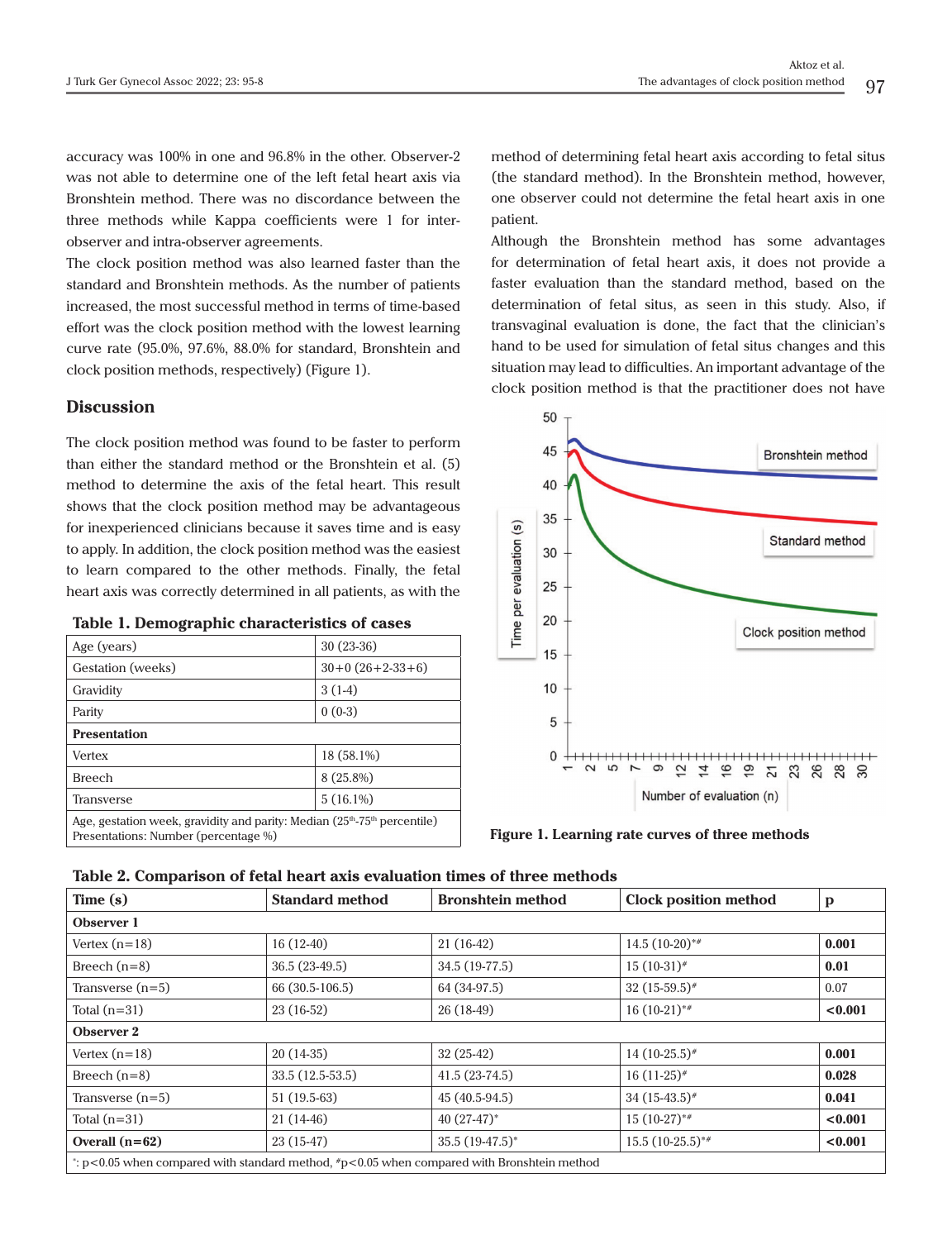accuracy was 100% in one and 96.8% in the other. Observer-2 was not able to determine one of the left fetal heart axis via Bronshtein method. There was no discordance between the three methods while Kappa coefficients were 1 for inter-observer and intra-observer agreements.

The clock position method was also learned faster than the standard and Bronshtein methods. As the number of patients increased, the most successful method in terms of time-based effort was the clock position method with the lowest learning curve rate (95.0%, 97.6%, 88.0% for standard, Bronshtein and clock position methods, respectively) (Figure 1).

## Discussion

The clock position method was found to be faster to perform than either the standard method or the Bronshtein et al. (5) method to determine the axis of the fetal heart. This result shows that the clock position method may be advantageous for inexperienced clinicians because it saves time and is easy to apply. In addition, the clock position method was the easiest to learn compared to the other methods. Finally, the fetal heart axis was correctly determined in all patients, as with the method of determining fetal heart axis according to fetal situs (the standard method). In the Bronshtein method, however, one observer could not determine the fetal heart axis in one patient.

Although the Bronshtein method has some advantages for determination of fetal heart axis, it does not provide a faster evaluation than the standard method, based on the determination of fetal situs, as seen in this study. Also, if transvaginal evaluation is done, the fact that the clinician's hand to be used for simulation of fetal situs changes and this situation may lead to difficulties. An important advantage of the clock position method is that the practitioner does not have

**Table 1. Demographic characteristics of cases**

| | |
|---|---|
| Age (years) | 30 (23-36) |
| Gestation (weeks) | 30+0 (26+2-33+6) |
| Gravidity | 3 (1-4) |
| Parity | 0 (0-3) |
| **Presentation** | |
| Vertex | 18 (58.1%) |
| Breech | 8 (25.8%) |
| Transverse | 5 (16.1%) |
| Age, gestation week, gravidity and parity: Median (25th-75th percentile)<br>Presentations: Number (percentage %) | |

**Figure 1. Learning rate curves of three methods**

**Table 2. Comparison of fetal heart axis evaluation times of three methods**

| Time (s) | Standard method | Bronshtein method | Clock position method | p |
|---|---|---|---|---|
| **Observer 1** | | | | |
| Vertex (n=18) | 16 (12-40) | 21 (16-42) | 14.5 (10-20)*# | **0.001** |
| Breech (n=8) | 36.5 (23-49.5) | 34.5 (19-77.5) | 15 (10-31)# | **0.01** |
| Transverse (n=5) | 66 (30.5-106.5) | 64 (34-97.5) | 32 (15-59.5)# | 0.07 |
| Total (n=31) | 23 (16-52) | 26 (18-49) | 16 (10-21)*# | **<0.001** |
| **Observer 2** | | | | |
| Vertex (n=18) | 20 (14-35) | 32 (25-42) | 14 (10-25.5)# | **0.001** |
| Breech (n=8) | 33.5 (12.5-53.5) | 41.5 (23-74.5) | 16 (11-25)# | **0.028** |
| Transverse (n=5) | 51 (19.5-63) | 45 (40.5-94.5) | 34 (15-43.5)# | **0.041** |
| Total (n=31) | 21 (14-46) | 40 (27-47)* | 15 (10-27)*# | **<0.001** |
| **Overall (n=62)** | 23 (15-47) | 35.5 (19-47.5)* | 15.5 (10-25.5)*# | **<0.001** |
| *: p<0.05 when compared with standard method, #p<0.05 when compared with Bronshtein method | | | | |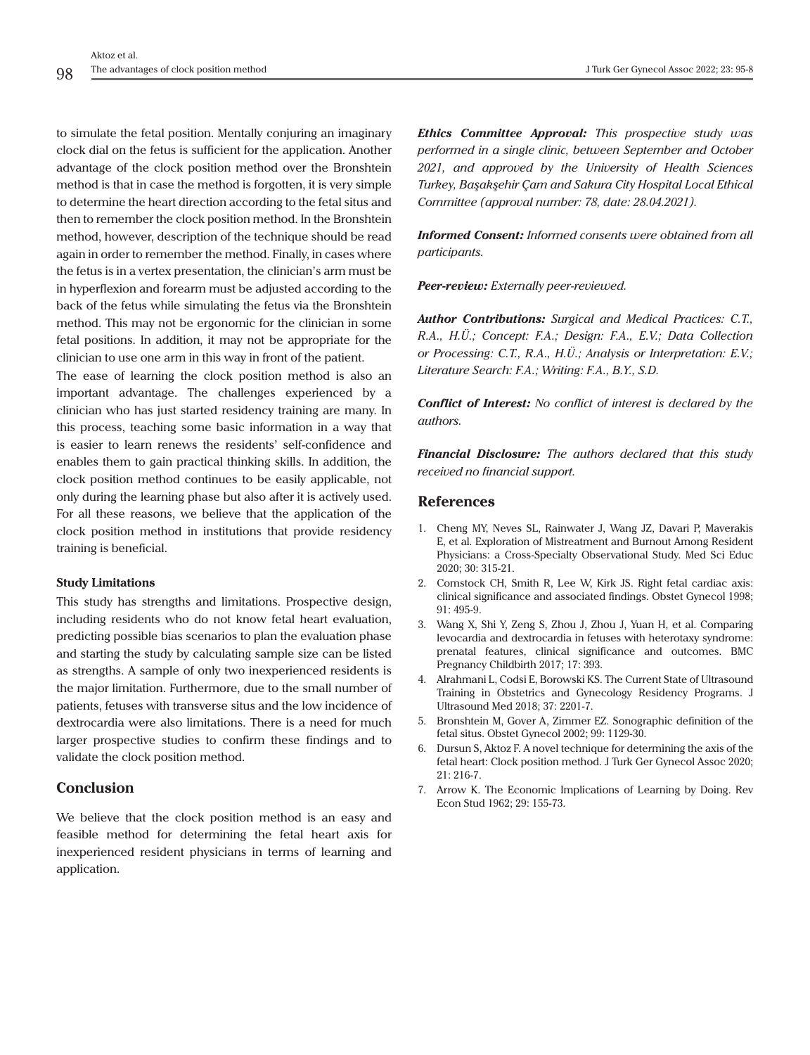to simulate the fetal position. Mentally conjuring an imaginary clock dial on the fetus is sufficient for the application. Another advantage of the clock position method over the Bronshtein method is that in case the method is forgotten, it is very simple to determine the heart direction according to the fetal situs and then to remember the clock position method. In the Bronshtein method, however, description of the technique should be read again in order to remember the method. Finally, in cases where the fetus is in a vertex presentation, the clinician's arm must be in hyperflexion and forearm must be adjusted according to the back of the fetus while simulating the fetus via the Bronshtein method. This may not be ergonomic for the clinician in some fetal positions. In addition, it may not be appropriate for the clinician to use one arm in this way in front of the patient.

The ease of learning the clock position method is also an important advantage. The challenges experienced by a clinician who has just started residency training are many. In this process, teaching some basic information in a way that is easier to learn renews the residents' self-confidence and enables them to gain practical thinking skills. In addition, the clock position method continues to be easily applicable, not only during the learning phase but also after it is actively used. For all these reasons, we believe that the application of the clock position method in institutions that provide residency training is beneficial.

#### Study Limitations

This study has strengths and limitations. Prospective design, including residents who do not know fetal heart evaluation, predicting possible bias scenarios to plan the evaluation phase and starting the study by calculating sample size can be listed as strengths. A sample of only two inexperienced residents is the major limitation. Furthermore, due to the small number of patients, fetuses with transverse situs and the low incidence of dextrocardia were also limitations. There is a need for much larger prospective studies to confirm these findings and to validate the clock position method.

## Conclusion

We believe that the clock position method is an easy and feasible method for determining the fetal heart axis for inexperienced resident physicians in terms of learning and application.

***Ethics Committee Approval:*** *This prospective study was performed in a single clinic, between September and October 2021, and approved by the University of Health Sciences Turkey, Başakşehir Çam and Sakura City Hospital Local Ethical Committee (approval number: 78, date: 28.04.2021).*

***Informed Consent:*** *Informed consents were obtained from all participants.*

***Peer-review:*** *Externally peer-reviewed.*

***Author Contributions:*** *Surgical and Medical Practices: C.T., R.A., H.Ü.; Concept: F.A.; Design: F.A., E.V.; Data Collection or Processing: C.T., R.A., H.Ü.; Analysis or Interpretation: E.V.; Literature Search: F.A.; Writing: F.A., B.Y., S.D.*

***Conflict of Interest:*** *No conflict of interest is declared by the authors.*

***Financial Disclosure:*** *The authors declared that this study received no financial support.*

## References

1. Cheng MY, Neves SL, Rainwater J, Wang JZ, Davari P, Maverakis E, et al. Exploration of Mistreatment and Burnout Among Resident Physicians: a Cross-Specialty Observational Study. Med Sci Educ 2020; 30: 315-21.
2. Comstock CH, Smith R, Lee W, Kirk JS. Right fetal cardiac axis: clinical significance and associated findings. Obstet Gynecol 1998; 91: 495-9.
3. Wang X, Shi Y, Zeng S, Zhou J, Zhou J, Yuan H, et al. Comparing levocardia and dextrocardia in fetuses with heterotaxy syndrome: prenatal features, clinical significance and outcomes. BMC Pregnancy Childbirth 2017; 17: 393.
4. Alrahmani L, Codsi E, Borowski KS. The Current State of Ultrasound Training in Obstetrics and Gynecology Residency Programs. J Ultrasound Med 2018; 37: 2201-7.
5. Bronshtein M, Gover A, Zimmer EZ. Sonographic definition of the fetal situs. Obstet Gynecol 2002; 99: 1129-30.
6. Dursun S, Aktoz F. A novel technique for determining the axis of the fetal heart: Clock position method. J Turk Ger Gynecol Assoc 2020; 21: 216-7.
7. Arrow K. The Economic Implications of Learning by Doing. Rev Econ Stud 1962; 29: 155-73.